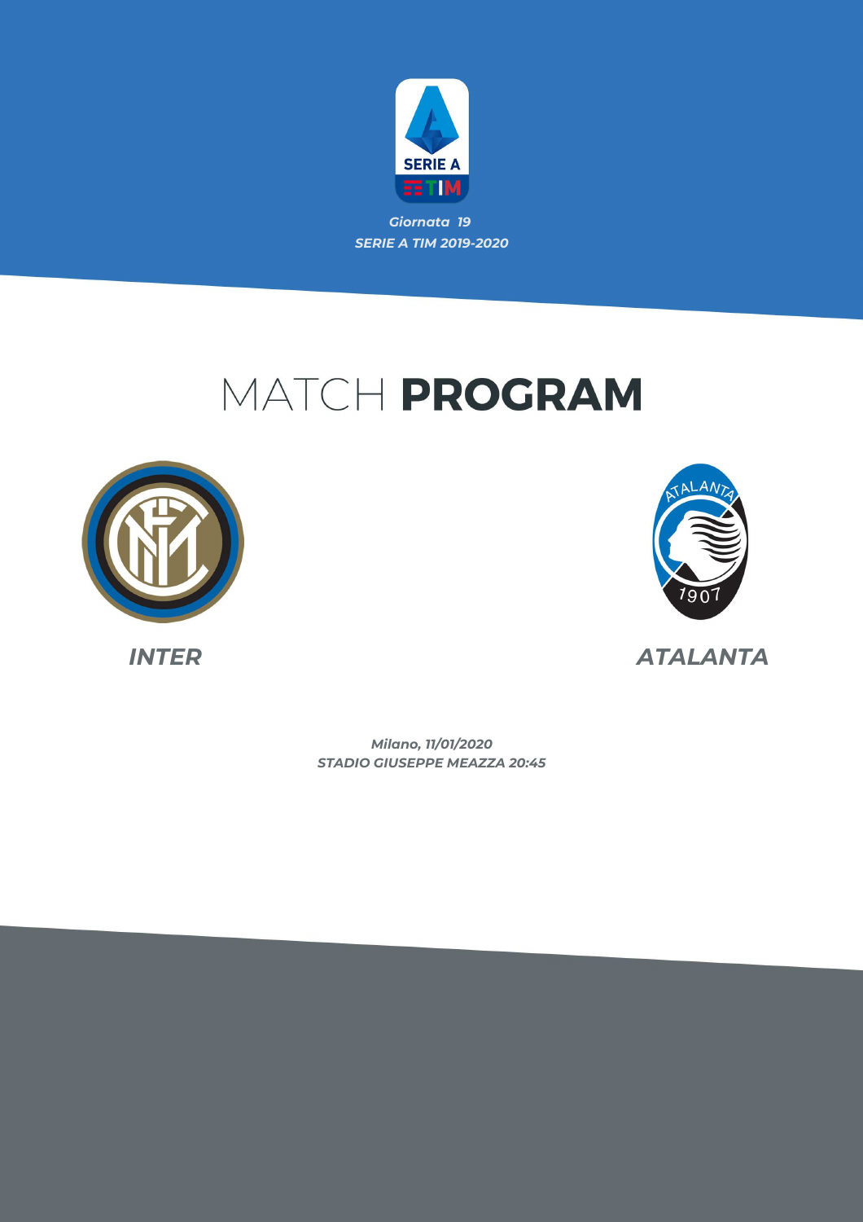*Giornata 19*

*SERIE A TIM 2019-2020*

# MATCH **PROGRAM**

***INTER***

***ATALANTA***

*Milano, 11/01/2020*

*STADIO GIUSEPPE MEAZZA 20:45*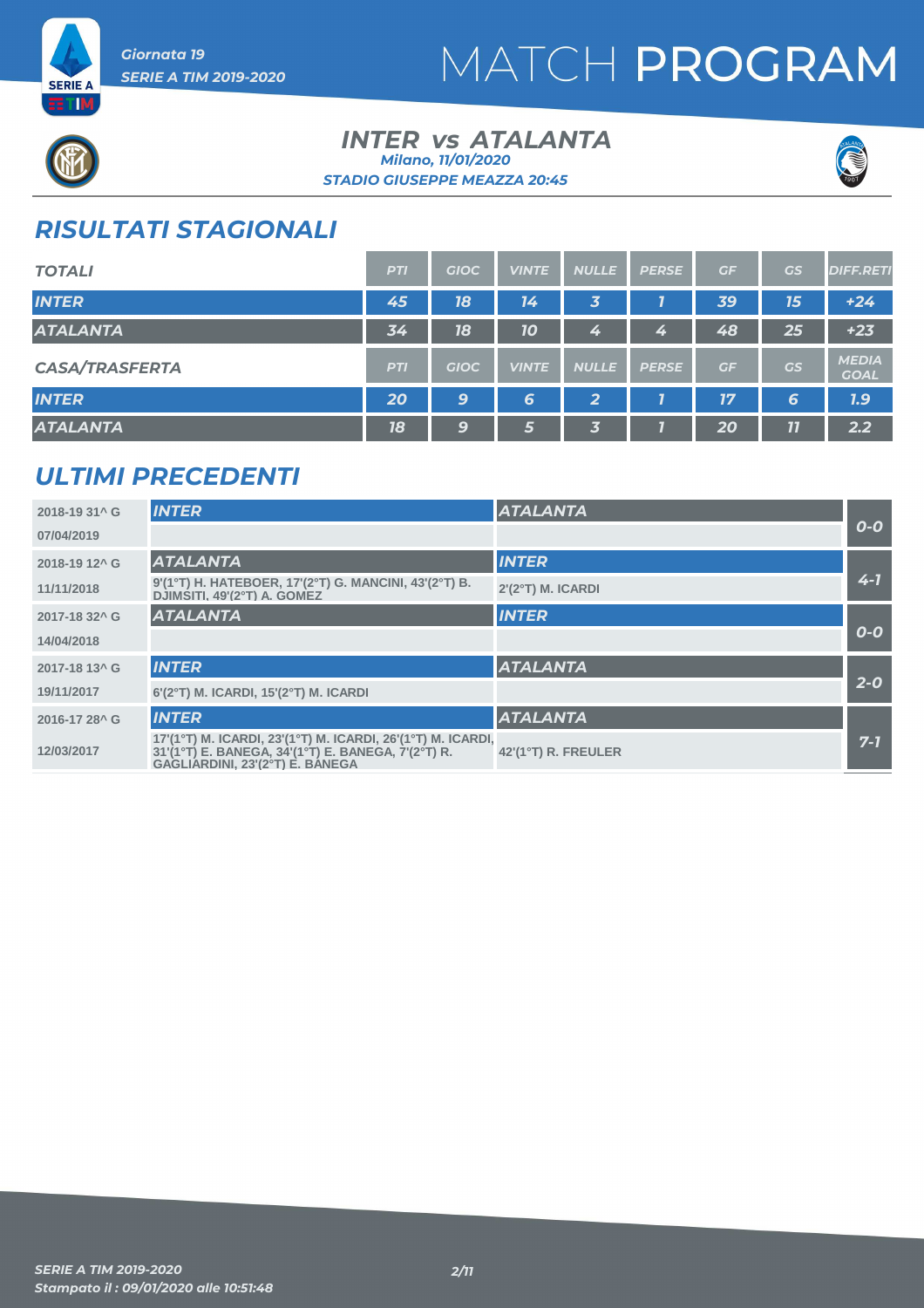# MATCH PROGRAM

*Giornata 19*
*SERIE A TIM 2019-2020*

## INTER vs ATALANTA

*Milano, 11/01/2020*
*STADIO GIUSEPPE MEAZZA 20:45*

## RISULTATI STAGIONALI

| TOTALI | PTI | GIOC | VINTE | NULLE | PERSE | GF | GS | DIFF.RETI |
|---|---|---|---|---|---|---|---|---|
| INTER | 45 | 18 | 14 | 3 | 1 | 39 | 15 | +24 |
| ATALANTA | 34 | 18 | 10 | 4 | 4 | 48 | 25 | +23 |

| CASA/TRASFERTA | PTI | GIOC | VINTE | NULLE | PERSE | GF | GS | MEDIA GOAL |
|---|---|---|---|---|---|---|---|---|
| INTER | 20 | 9 | 6 | 2 | 1 | 17 | 6 | 1.9 |
| ATALANTA | 18 | 9 | 5 | 3 | 1 | 20 | 11 | 2.2 |

## ULTIMI PRECEDENTI

| Giornata / Data | Casa | Trasferta | Risultato |
|---|---|---|---|
| 2018-19 31^ G<br>07/04/2019 | INTER | ATALANTA | 0-0 |
| 2018-19 12^ G<br>11/11/2018 | ATALANTA<br>9'(1°T) H. HATEBOER, 17'(2°T) G. MANCINI, 43'(2°T) B. DJIMSITI, 49'(2°T) A. GOMEZ | INTER<br>2'(2°T) M. ICARDI | 4-1 |
| 2017-18 32^ G<br>14/04/2018 | ATALANTA | INTER | 0-0 |
| 2017-18 13^ G<br>19/11/2017 | INTER<br>6'(2°T) M. ICARDI, 15'(2°T) M. ICARDI | ATALANTA | 2-0 |
| 2016-17 28^ G<br>12/03/2017 | INTER<br>17'(1°T) M. ICARDI, 23'(1°T) M. ICARDI, 26'(1°T) M. ICARDI, 31'(1°T) E. BANEGA, 34'(1°T) E. BANEGA, 7'(2°T) R. GAGLIARDINI, 23'(2°T) E. BANEGA | ATALANTA<br>42'(1°T) R. FREULER | 7-1 |

*SERIE A TIM 2019-2020*
*Stampato il : 09/01/2020 alle 10:51:48*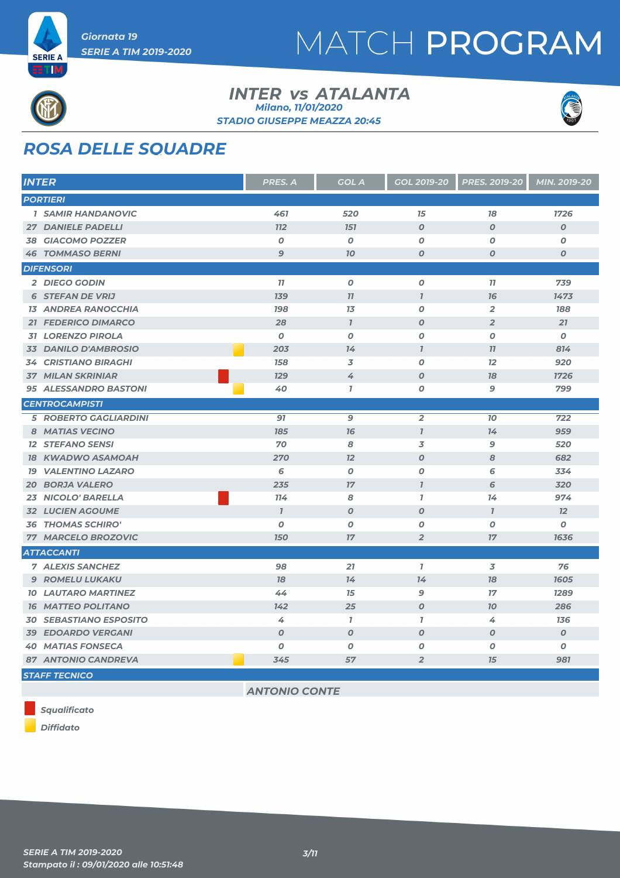# MATCH PROGRAM

Giornata 19
SERIE A TIM 2019-2020

## INTER vs ATALANTA

Milano, 11/01/2020
STADIO GIUSEPPE MEAZZA 20:45

## ROSA DELLE SQUADRE

| INTER | | PRES. A | GOL A | GOL 2019-20 | PRES. 2019-20 | MIN. 2019-20 |
|---|---|---|---|---|---|---|
| **PORTIERI** | | | | | | |
| 1 SAMIR HANDANOVIC | | 461 | 520 | 15 | 18 | 1726 |
| 27 DANIELE PADELLI | | 112 | 151 | 0 | 0 | 0 |
| 38 GIACOMO POZZER | | 0 | 0 | 0 | 0 | 0 |
| 46 TOMMASO BERNI | | 9 | 10 | 0 | 0 | 0 |
| **DIFENSORI** | | | | | | |
| 2 DIEGO GODIN | | 11 | 0 | 0 | 11 | 739 |
| 6 STEFAN DE VRIJ | | 139 | 11 | 1 | 16 | 1473 |
| 13 ANDREA RANOCCHIA | | 198 | 13 | 0 | 2 | 188 |
| 21 FEDERICO DIMARCO | | 28 | 1 | 0 | 2 | 21 |
| 31 LORENZO PIROLA | | 0 | 0 | 0 | 0 | 0 |
| 33 DANILO D'AMBROSIO | Diffidato | 203 | 14 | 1 | 11 | 814 |
| 34 CRISTIANO BIRAGHI | | 158 | 3 | 0 | 12 | 920 |
| 37 MILAN SKRINIAR | Squalificato | 129 | 4 | 0 | 18 | 1726 |
| 95 ALESSANDRO BASTONI | Diffidato | 40 | 1 | 0 | 9 | 799 |
| **CENTROCAMPISTI** | | | | | | |
| 5 ROBERTO GAGLIARDINI | | 91 | 9 | 2 | 10 | 722 |
| 8 MATIAS VECINO | | 185 | 16 | 1 | 14 | 959 |
| 12 STEFANO SENSI | | 70 | 8 | 3 | 9 | 520 |
| 18 KWADWO ASAMOAH | | 270 | 12 | 0 | 8 | 682 |
| 19 VALENTINO LAZARO | | 6 | 0 | 0 | 6 | 334 |
| 20 BORJA VALERO | | 235 | 17 | 1 | 6 | 320 |
| 23 NICOLO' BARELLA | Squalificato | 114 | 8 | 1 | 14 | 974 |
| 32 LUCIEN AGOUME | | 1 | 0 | 0 | 1 | 12 |
| 36 THOMAS SCHIRO' | | 0 | 0 | 0 | 0 | 0 |
| 77 MARCELO BROZOVIC | | 150 | 17 | 2 | 17 | 1636 |
| **ATTACCANTI** | | | | | | |
| 7 ALEXIS SANCHEZ | | 98 | 21 | 1 | 3 | 76 |
| 9 ROMELU LUKAKU | | 18 | 14 | 14 | 18 | 1605 |
| 10 LAUTARO MARTINEZ | | 44 | 15 | 9 | 17 | 1289 |
| 16 MATTEO POLITANO | | 142 | 25 | 0 | 10 | 286 |
| 30 SEBASTIANO ESPOSITO | | 4 | 1 | 1 | 4 | 136 |
| 39 EDOARDO VERGANI | | 0 | 0 | 0 | 0 | 0 |
| 40 MATIAS FONSECA | | 0 | 0 | 0 | 0 | 0 |
| 87 ANTONIO CANDREVA | Diffidato | 345 | 57 | 2 | 15 | 981 |
| **STAFF TECNICO** | | | | | | |
| | | ANTONIO CONTE | | | | |

Squalificato
Diffidato

SERIE A TIM 2019-2020
Stampato il : 09/01/2020 alle 10:51:48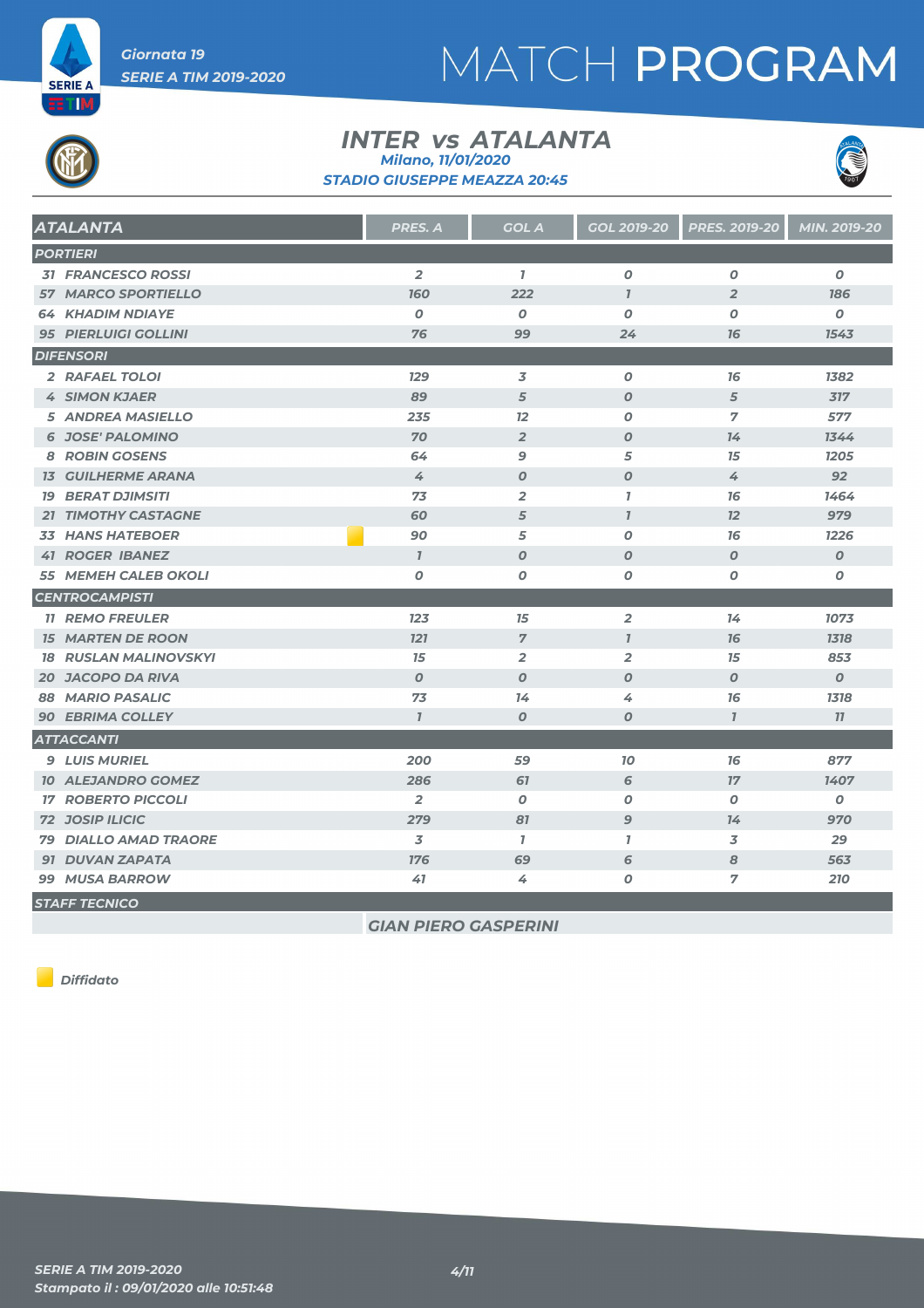Giornata 19
SERIE A TIM 2019-2020

# MATCH PROGRAM

## INTER vs ATALANTA

Milano, 11/01/2020
STADIO GIUSEPPE MEAZZA 20:45

| ATALANTA | PRES. A | GOL A | GOL 2019-20 | PRES. 2019-20 | MIN. 2019-20 |
|---|---|---|---|---|---|
| **PORTIERI** | | | | | |
| 31 FRANCESCO ROSSI | 2 | 1 | 0 | 0 | 0 |
| 57 MARCO SPORTIELLO | 160 | 222 | 1 | 2 | 186 |
| 64 KHADIM NDIAYE | 0 | 0 | 0 | 0 | 0 |
| 95 PIERLUIGI GOLLINI | 76 | 99 | 24 | 16 | 1543 |
| **DIFENSORI** | | | | | |
| 2 RAFAEL TOLOI | 129 | 3 | 0 | 16 | 1382 |
| 4 SIMON KJAER | 89 | 5 | 0 | 5 | 317 |
| 5 ANDREA MASIELLO | 235 | 12 | 0 | 7 | 577 |
| 6 JOSE' PALOMINO | 70 | 2 | 0 | 14 | 1344 |
| 8 ROBIN GOSENS | 64 | 9 | 5 | 15 | 1205 |
| 13 GUILHERME ARANA | 4 | 0 | 0 | 4 | 92 |
| 19 BERAT DJIMSITI | 73 | 2 | 1 | 16 | 1464 |
| 21 TIMOTHY CASTAGNE | 60 | 5 | 1 | 12 | 979 |
| 33 HANS HATEBOER (Diffidato) | 90 | 5 | 0 | 16 | 1226 |
| 41 ROGER IBANEZ | 1 | 0 | 0 | 0 | 0 |
| 55 MEMEH CALEB OKOLI | 0 | 0 | 0 | 0 | 0 |
| **CENTROCAMPISTI** | | | | | |
| 11 REMO FREULER | 123 | 15 | 2 | 14 | 1073 |
| 15 MARTEN DE ROON | 121 | 7 | 1 | 16 | 1318 |
| 18 RUSLAN MALINOVSKYI | 15 | 2 | 2 | 15 | 853 |
| 20 JACOPO DA RIVA | 0 | 0 | 0 | 0 | 0 |
| 88 MARIO PASALIC | 73 | 14 | 4 | 16 | 1318 |
| 90 EBRIMA COLLEY | 1 | 0 | 0 | 1 | 11 |
| **ATTACCANTI** | | | | | |
| 9 LUIS MURIEL | 200 | 59 | 10 | 16 | 877 |
| 10 ALEJANDRO GOMEZ | 286 | 61 | 6 | 17 | 1407 |
| 17 ROBERTO PICCOLI | 2 | 0 | 0 | 0 | 0 |
| 72 JOSIP ILICIC | 279 | 81 | 9 | 14 | 970 |
| 79 DIALLO AMAD TRAORE | 3 | 1 | 1 | 3 | 29 |
| 91 DUVAN ZAPATA | 176 | 69 | 6 | 8 | 563 |
| 99 MUSA BARROW | 41 | 4 | 0 | 7 | 210 |
| **STAFF TECNICO** | | | | | |
| | GIAN PIERO GASPERINI | | | | |

Diffidato

SERIE A TIM 2019-2020
Stampato il : 09/01/2020 alle 10:51:48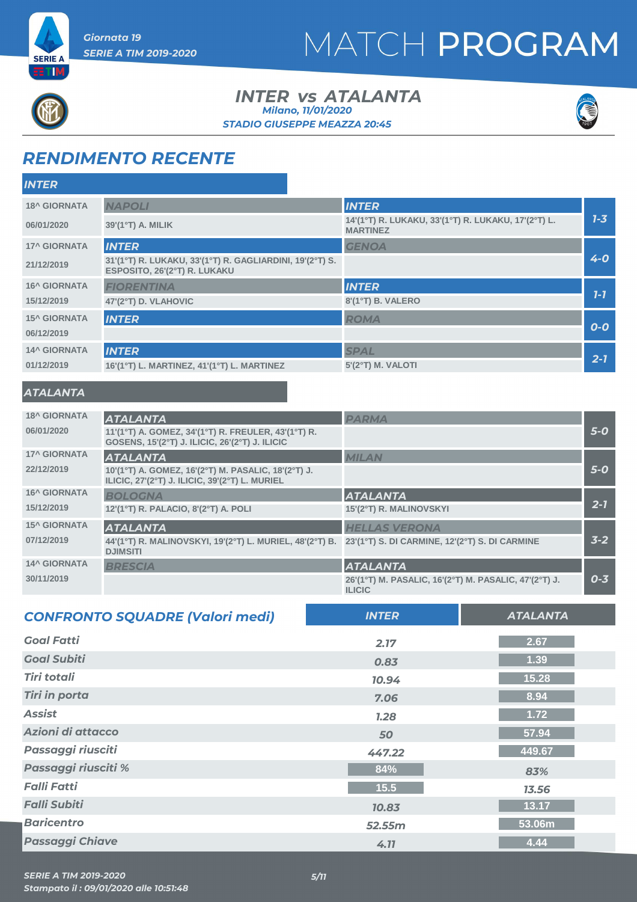Giornata 19
SERIE A TIM 2019-2020

# MATCH PROGRAM

## INTER vs ATALANTA

Milano, 11/01/2020
STADIO GIUSEPPE MEAZZA 20:45

## RENDIMENTO RECENTE

### INTER

| Giornata | Casa | Ospite | Risultato |
|---|---|---|---|
| 18^ GIORNATA 06/01/2020 | NAPOLI 39'(1°T) A. MILIK | INTER 14'(1°T) R. LUKAKU, 33'(1°T) R. LUKAKU, 17'(2°T) L. MARTINEZ | 1-3 |
| 17^ GIORNATA 21/12/2019 | INTER 31'(1°T) R. LUKAKU, 33'(1°T) R. GAGLIARDINI, 19'(2°T) S. ESPOSITO, 26'(2°T) R. LUKAKU | GENOA | 4-0 |
| 16^ GIORNATA 15/12/2019 | FIORENTINA 47'(2°T) D. VLAHOVIC | INTER 8'(1°T) B. VALERO | 1-1 |
| 15^ GIORNATA 06/12/2019 | INTER | ROMA | 0-0 |
| 14^ GIORNATA 01/12/2019 | INTER 16'(1°T) L. MARTINEZ, 41'(1°T) L. MARTINEZ | SPAL 5'(2°T) M. VALOTI | 2-1 |

### ATALANTA

| Giornata | Casa | Ospite | Risultato |
|---|---|---|---|
| 18^ GIORNATA 06/01/2020 | ATALANTA 11'(1°T) A. GOMEZ, 34'(1°T) R. FREULER, 43'(1°T) R. GOSENS, 15'(2°T) J. ILICIC, 26'(2°T) J. ILICIC | PARMA | 5-0 |
| 17^ GIORNATA 22/12/2019 | ATALANTA 10'(1°T) A. GOMEZ, 16'(2°T) M. PASALIC, 18'(2°T) J. ILICIC, 27'(2°T) J. ILICIC, 39'(2°T) L. MURIEL | MILAN | 5-0 |
| 16^ GIORNATA 15/12/2019 | BOLOGNA 12'(1°T) R. PALACIO, 8'(2°T) A. POLI | ATALANTA 15'(2°T) R. MALINOVSKYI | 2-1 |
| 15^ GIORNATA 07/12/2019 | ATALANTA 44'(1°T) R. MALINOVSKYI, 19'(2°T) L. MURIEL, 48'(2°T) B. DJIMSITI | HELLAS VERONA 23'(1°T) S. DI CARMINE, 12'(2°T) S. DI CARMINE | 3-2 |
| 14^ GIORNATA 30/11/2019 | BRESCIA | ATALANTA 26'(1°T) M. PASALIC, 16'(2°T) M. PASALIC, 47'(2°T) J. ILICIC | 0-3 |

## CONFRONTO SQUADRE (Valori medi)

| | INTER | ATALANTA |
|---|---|---|
| Goal Fatti | 2.17 | 2.67 |
| Goal Subiti | 0.83 | 1.39 |
| Tiri totali | 10.94 | 15.28 |
| Tiri in porta | 7.06 | 8.94 |
| Assist | 1.28 | 1.72 |
| Azioni di attacco | 50 | 57.94 |
| Passaggi riusciti | 447.22 | 449.67 |
| Passaggi riusciti % | 84% | 83% |
| Falli Fatti | 15.5 | 13.56 |
| Falli Subiti | 10.83 | 13.17 |
| Baricentro | 52.55m | 53.06m |
| Passaggi Chiave | 4.11 | 4.44 |

SERIE A TIM 2019-2020
Stampato il : 09/01/2020 alle 10:51:48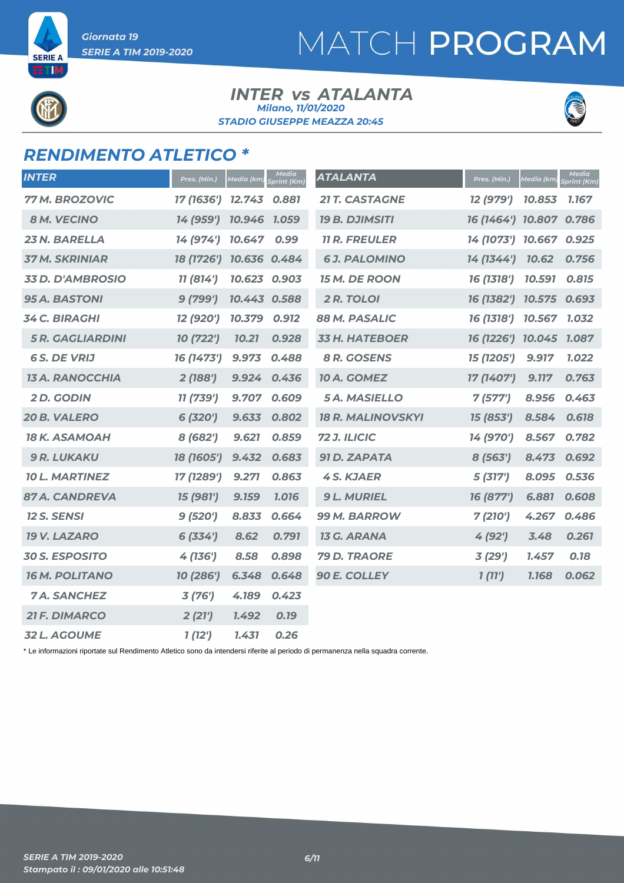# MATCH PROGRAM

Giornata 19
SERIE A TIM 2019-2020

## INTER vs ATALANTA

Milano, 11/01/2020
STADIO GIUSEPPE MEAZZA 20:45

## RENDIMENTO ATLETICO *

| INTER | Pres. (Min.) | Media (km) | Media Sprint (Km) |
|---|---|---|---|
| 77 M. BROZOVIC | 17 (1636') | 12.743 | 0.881 |
| 8 M. VECINO | 14 (959') | 10.946 | 1.059 |
| 23 N. BARELLA | 14 (974') | 10.647 | 0.99 |
| 37 M. SKRINIAR | 18 (1726') | 10.636 | 0.484 |
| 33 D. D'AMBROSIO | 11 (814') | 10.623 | 0.903 |
| 95 A. BASTONI | 9 (799') | 10.443 | 0.588 |
| 34 C. BIRAGHI | 12 (920') | 10.379 | 0.912 |
| 5 R. GAGLIARDINI | 10 (722') | 10.21 | 0.928 |
| 6 S. DE VRIJ | 16 (1473') | 9.973 | 0.488 |
| 13 A. RANOCCHIA | 2 (188') | 9.924 | 0.436 |
| 2 D. GODIN | 11 (739') | 9.707 | 0.609 |
| 20 B. VALERO | 6 (320') | 9.633 | 0.802 |
| 18 K. ASAMOAH | 8 (682') | 9.621 | 0.859 |
| 9 R. LUKAKU | 18 (1605') | 9.432 | 0.683 |
| 10 L. MARTINEZ | 17 (1289') | 9.271 | 0.863 |
| 87 A. CANDREVA | 15 (981') | 9.159 | 1.016 |
| 12 S. SENSI | 9 (520') | 8.833 | 0.664 |
| 19 V. LAZARO | 6 (334') | 8.62 | 0.791 |
| 30 S. ESPOSITO | 4 (136') | 8.58 | 0.898 |
| 16 M. POLITANO | 10 (286') | 6.348 | 0.648 |
| 7 A. SANCHEZ | 3 (76') | 4.189 | 0.423 |
| 21 F. DIMARCO | 2 (21') | 1.492 | 0.19 |
| 32 L. AGOUME | 1 (12') | 1.431 | 0.26 |

| ATALANTA | Pres. (Min.) | Media (km) | Media Sprint (Km) |
|---|---|---|---|
| 21 T. CASTAGNE | 12 (979') | 10.853 | 1.167 |
| 19 B. DJIMSITI | 16 (1464') | 10.807 | 0.786 |
| 11 R. FREULER | 14 (1073') | 10.667 | 0.925 |
| 6 J. PALOMINO | 14 (1344') | 10.62 | 0.756 |
| 15 M. DE ROON | 16 (1318') | 10.591 | 0.815 |
| 2 R. TOLOI | 16 (1382') | 10.575 | 0.693 |
| 88 M. PASALIC | 16 (1318') | 10.567 | 1.032 |
| 33 H. HATEBOER | 16 (1226') | 10.045 | 1.087 |
| 8 R. GOSENS | 15 (1205') | 9.917 | 1.022 |
| 10 A. GOMEZ | 17 (1407') | 9.117 | 0.763 |
| 5 A. MASIELLO | 7 (577') | 8.956 | 0.463 |
| 18 R. MALINOVSKYI | 15 (853') | 8.584 | 0.618 |
| 72 J. ILICIC | 14 (970') | 8.567 | 0.782 |
| 91 D. ZAPATA | 8 (563') | 8.473 | 0.692 |
| 4 S. KJAER | 5 (317') | 8.095 | 0.536 |
| 9 L. MURIEL | 16 (877') | 6.881 | 0.608 |
| 99 M. BARROW | 7 (210') | 4.267 | 0.486 |
| 13 G. ARANA | 4 (92') | 3.48 | 0.261 |
| 79 D. TRAORE | 3 (29') | 1.457 | 0.18 |
| 90 E. COLLEY | 1 (11') | 1.168 | 0.062 |

* Le informazioni riportate sul Rendimento Atletico sono da intendersi riferite al periodo di permanenza nella squadra corrente.

SERIE A TIM 2019-2020
Stampato il : 09/01/2020 alle 10:51:48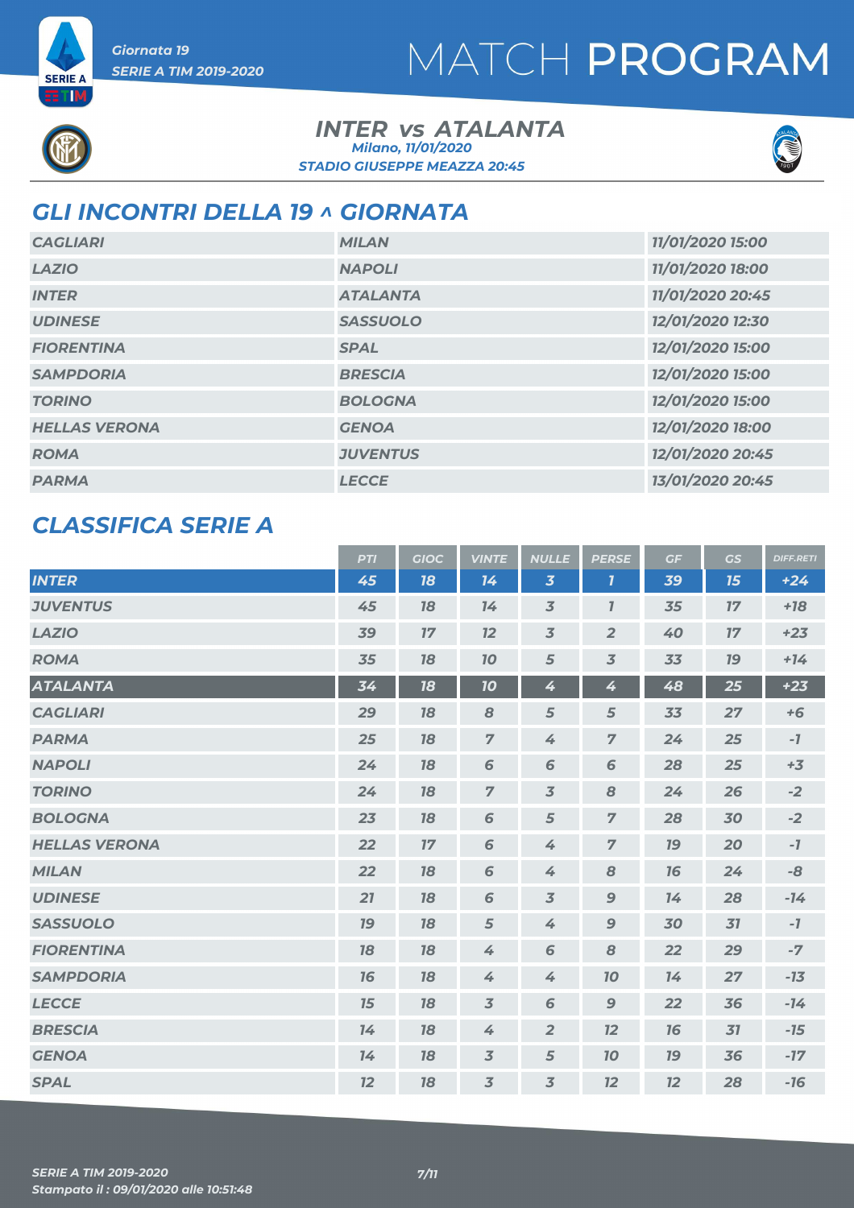Giornata 19

SERIE A TIM 2019-2020

# MATCH PROGRAM

## INTER vs ATALANTA

Milano, 11/01/2020

STADIO GIUSEPPE MEAZZA 20:45

## GLI INCONTRI DELLA 19 ^ GIORNATA

| | | |
|---|---|---|
| CAGLIARI | MILAN | 11/01/2020 15:00 |
| LAZIO | NAPOLI | 11/01/2020 18:00 |
| INTER | ATALANTA | 11/01/2020 20:45 |
| UDINESE | SASSUOLO | 12/01/2020 12:30 |
| FIORENTINA | SPAL | 12/01/2020 15:00 |
| SAMPDORIA | BRESCIA | 12/01/2020 15:00 |
| TORINO | BOLOGNA | 12/01/2020 15:00 |
| HELLAS VERONA | GENOA | 12/01/2020 18:00 |
| ROMA | JUVENTUS | 12/01/2020 20:45 |
| PARMA | LECCE | 13/01/2020 20:45 |

## CLASSIFICA SERIE A

| | PTI | GIOC | VINTE | NULLE | PERSE | GF | GS | DIFF.RETI |
|---|---|---|---|---|---|---|---|---|
| INTER | 45 | 18 | 14 | 3 | 1 | 39 | 15 | +24 |
| JUVENTUS | 45 | 18 | 14 | 3 | 1 | 35 | 17 | +18 |
| LAZIO | 39 | 17 | 12 | 3 | 2 | 40 | 17 | +23 |
| ROMA | 35 | 18 | 10 | 5 | 3 | 33 | 19 | +14 |
| ATALANTA | 34 | 18 | 10 | 4 | 4 | 48 | 25 | +23 |
| CAGLIARI | 29 | 18 | 8 | 5 | 5 | 33 | 27 | +6 |
| PARMA | 25 | 18 | 7 | 4 | 7 | 24 | 25 | -1 |
| NAPOLI | 24 | 18 | 6 | 6 | 6 | 28 | 25 | +3 |
| TORINO | 24 | 18 | 7 | 3 | 8 | 24 | 26 | -2 |
| BOLOGNA | 23 | 18 | 6 | 5 | 7 | 28 | 30 | -2 |
| HELLAS VERONA | 22 | 17 | 6 | 4 | 7 | 19 | 20 | -1 |
| MILAN | 22 | 18 | 6 | 4 | 8 | 16 | 24 | -8 |
| UDINESE | 21 | 18 | 6 | 3 | 9 | 14 | 28 | -14 |
| SASSUOLO | 19 | 18 | 5 | 4 | 9 | 30 | 31 | -1 |
| FIORENTINA | 18 | 18 | 4 | 6 | 8 | 22 | 29 | -7 |
| SAMPDORIA | 16 | 18 | 4 | 4 | 10 | 14 | 27 | -13 |
| LECCE | 15 | 18 | 3 | 6 | 9 | 22 | 36 | -14 |
| BRESCIA | 14 | 18 | 4 | 2 | 12 | 16 | 31 | -15 |
| GENOA | 14 | 18 | 3 | 5 | 10 | 19 | 36 | -17 |
| SPAL | 12 | 18 | 3 | 3 | 12 | 12 | 28 | -16 |

SERIE A TIM 2019-2020

Stampato il : 09/01/2020 alle 10:51:48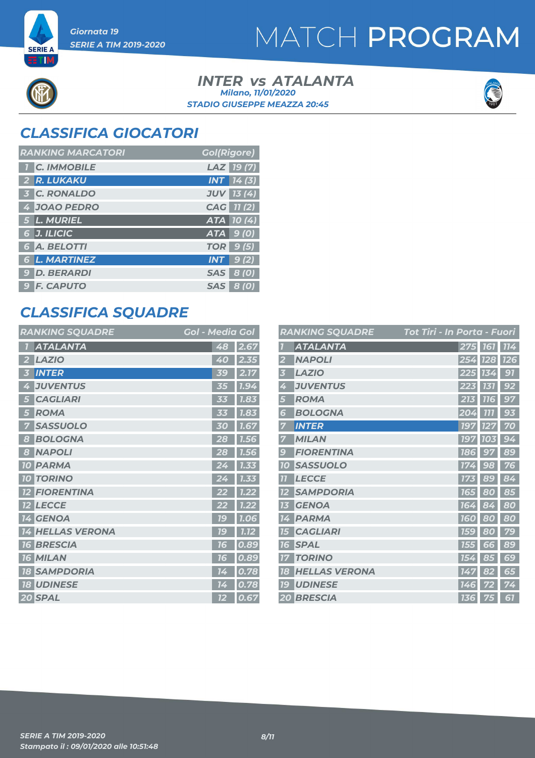Giornata 19

SERIE A TIM 2019-2020

# MATCH PROGRAM

## INTER vs ATALANTA

Milano, 11/01/2020

STADIO GIUSEPPE MEAZZA 20:45

## CLASSIFICA GIOCATORI

| RANKING MARCATORI | | | Gol(Rigore) |
|---|---|---|---|
| 1 | C. IMMOBILE | LAZ | 19 (7) |
| 2 | R. LUKAKU | INT | 14 (3) |
| 3 | C. RONALDO | JUV | 13 (4) |
| 4 | JOAO PEDRO | CAG | 11 (2) |
| 5 | L. MURIEL | ATA | 10 (4) |
| 6 | J. ILICIC | ATA | 9 (0) |
| 6 | A. BELOTTI | TOR | 9 (5) |
| 6 | L. MARTINEZ | INT | 9 (2) |
| 9 | D. BERARDI | SAS | 8 (0) |
| 9 | F. CAPUTO | SAS | 8 (0) |

## CLASSIFICA SQUADRE

| RANKING SQUADRE | | Gol | Media Gol |
|---|---|---|---|
| 1 | ATALANTA | 48 | 2.67 |
| 2 | LAZIO | 40 | 2.35 |
| 3 | INTER | 39 | 2.17 |
| 4 | JUVENTUS | 35 | 1.94 |
| 5 | CAGLIARI | 33 | 1.83 |
| 5 | ROMA | 33 | 1.83 |
| 7 | SASSUOLO | 30 | 1.67 |
| 8 | BOLOGNA | 28 | 1.56 |
| 8 | NAPOLI | 28 | 1.56 |
| 10 | PARMA | 24 | 1.33 |
| 10 | TORINO | 24 | 1.33 |
| 12 | FIORENTINA | 22 | 1.22 |
| 12 | LECCE | 22 | 1.22 |
| 14 | GENOA | 19 | 1.06 |
| 14 | HELLAS VERONA | 19 | 1.12 |
| 16 | BRESCIA | 16 | 0.89 |
| 16 | MILAN | 16 | 0.89 |
| 18 | SAMPDORIA | 14 | 0.78 |
| 18 | UDINESE | 14 | 0.78 |
| 20 | SPAL | 12 | 0.67 |

| RANKING SQUADRE | | Tot Tiri | In Porta | Fuori |
|---|---|---|---|---|
| 1 | ATALANTA | 275 | 161 | 114 |
| 2 | NAPOLI | 254 | 128 | 126 |
| 3 | LAZIO | 225 | 134 | 91 |
| 4 | JUVENTUS | 223 | 131 | 92 |
| 5 | ROMA | 213 | 116 | 97 |
| 6 | BOLOGNA | 204 | 111 | 93 |
| 7 | INTER | 197 | 127 | 70 |
| 7 | MILAN | 197 | 103 | 94 |
| 9 | FIORENTINA | 186 | 97 | 89 |
| 10 | SASSUOLO | 174 | 98 | 76 |
| 11 | LECCE | 173 | 89 | 84 |
| 12 | SAMPDORIA | 165 | 80 | 85 |
| 13 | GENOA | 164 | 84 | 80 |
| 14 | PARMA | 160 | 80 | 80 |
| 15 | CAGLIARI | 159 | 80 | 79 |
| 16 | SPAL | 155 | 66 | 89 |
| 17 | TORINO | 154 | 85 | 69 |
| 18 | HELLAS VERONA | 147 | 82 | 65 |
| 19 | UDINESE | 146 | 72 | 74 |
| 20 | BRESCIA | 136 | 75 | 61 |

SERIE A TIM 2019-2020

Stampato il : 09/01/2020 alle 10:51:48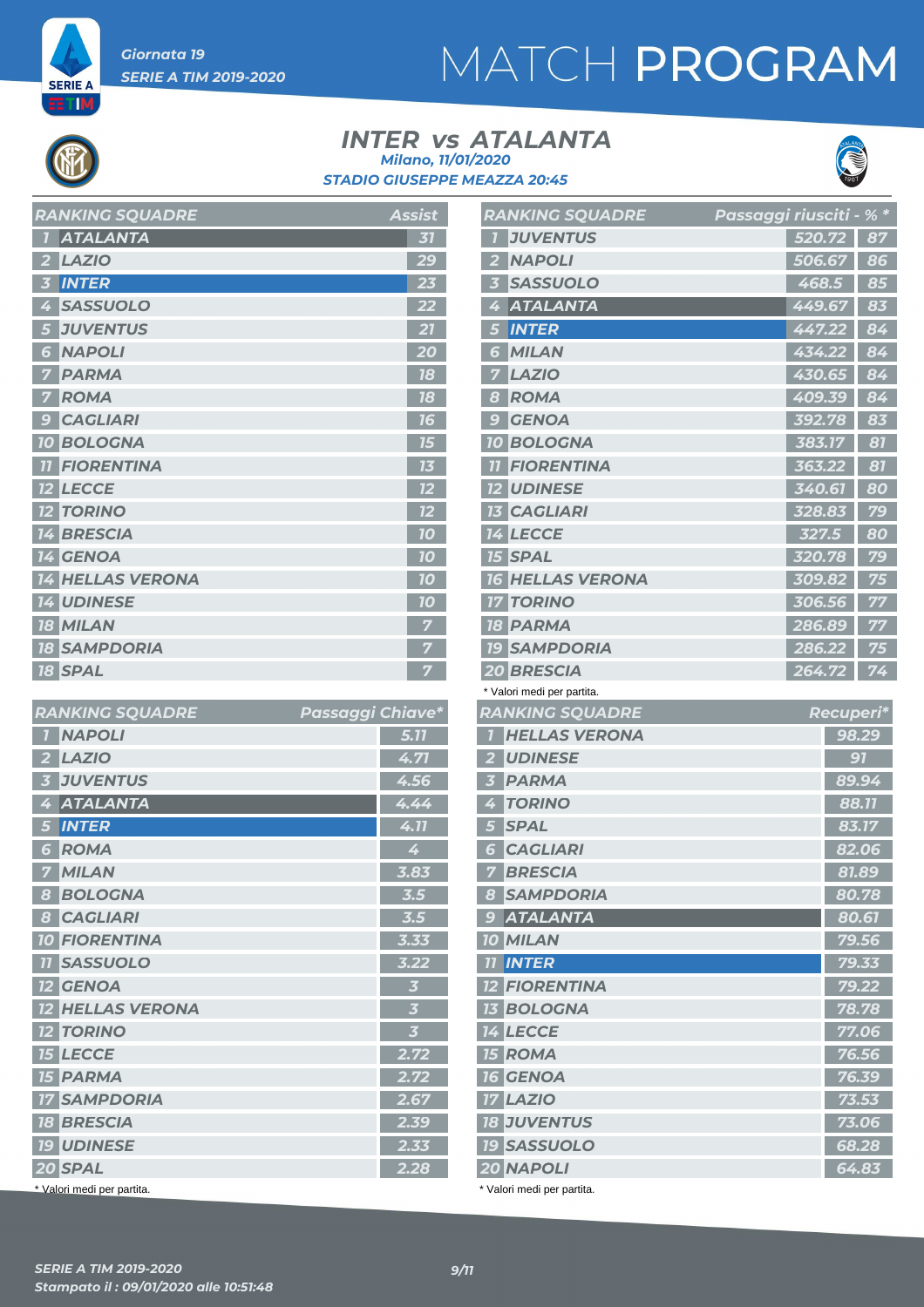Giornata 19

SERIE A TIM 2019-2020

# MATCH PROGRAM

## INTER vs ATALANTA

Milano, 11/01/2020

STADIO GIUSEPPE MEAZZA 20:45

| RANKING SQUADRE | | Assist |
|---|---|---|
| 1 | ATALANTA | 31 |
| 2 | LAZIO | 29 |
| 3 | INTER | 23 |
| 4 | SASSUOLO | 22 |
| 5 | JUVENTUS | 21 |
| 6 | NAPOLI | 20 |
| 7 | PARMA | 18 |
| 7 | ROMA | 18 |
| 9 | CAGLIARI | 16 |
| 10 | BOLOGNA | 15 |
| 11 | FIORENTINA | 13 |
| 12 | LECCE | 12 |
| 12 | TORINO | 12 |
| 14 | BRESCIA | 10 |
| 14 | GENOA | 10 |
| 14 | HELLAS VERONA | 10 |
| 14 | UDINESE | 10 |
| 18 | MILAN | 7 |
| 18 | SAMPDORIA | 7 |
| 18 | SPAL | 7 |

| RANKING SQUADRE | | Passaggi riusciti | % * |
|---|---|---|---|
| 1 | JUVENTUS | 520.72 | 87 |
| 2 | NAPOLI | 506.67 | 86 |
| 3 | SASSUOLO | 468.5 | 85 |
| 4 | ATALANTA | 449.67 | 83 |
| 5 | INTER | 447.22 | 84 |
| 6 | MILAN | 434.22 | 84 |
| 7 | LAZIO | 430.65 | 84 |
| 8 | ROMA | 409.39 | 84 |
| 9 | GENOA | 392.78 | 83 |
| 10 | BOLOGNA | 383.17 | 81 |
| 11 | FIORENTINA | 363.22 | 81 |
| 12 | UDINESE | 340.61 | 80 |
| 13 | CAGLIARI | 328.83 | 79 |
| 14 | LECCE | 327.5 | 80 |
| 15 | SPAL | 320.78 | 79 |
| 16 | HELLAS VERONA | 309.82 | 75 |
| 17 | TORINO | 306.56 | 77 |
| 18 | PARMA | 286.89 | 77 |
| 19 | SAMPDORIA | 286.22 | 75 |
| 20 | BRESCIA | 264.72 | 74 |

\* Valori medi per partita.

| RANKING SQUADRE | | Passaggi Chiave* |
|---|---|---|
| 1 | NAPOLI | 5.11 |
| 2 | LAZIO | 4.71 |
| 3 | JUVENTUS | 4.56 |
| 4 | ATALANTA | 4.44 |
| 5 | INTER | 4.11 |
| 6 | ROMA | 4 |
| 7 | MILAN | 3.83 |
| 8 | BOLOGNA | 3.5 |
| 8 | CAGLIARI | 3.5 |
| 10 | FIORENTINA | 3.33 |
| 11 | SASSUOLO | 3.22 |
| 12 | GENOA | 3 |
| 12 | HELLAS VERONA | 3 |
| 12 | TORINO | 3 |
| 15 | LECCE | 2.72 |
| 15 | PARMA | 2.72 |
| 17 | SAMPDORIA | 2.67 |
| 18 | BRESCIA | 2.39 |
| 19 | UDINESE | 2.33 |
| 20 | SPAL | 2.28 |

\* Valori medi per partita.

| RANKING SQUADRE | | Recuperi* |
|---|---|---|
| 1 | HELLAS VERONA | 98.29 |
| 2 | UDINESE | 91 |
| 3 | PARMA | 89.94 |
| 4 | TORINO | 88.11 |
| 5 | SPAL | 83.17 |
| 6 | CAGLIARI | 82.06 |
| 7 | BRESCIA | 81.89 |
| 8 | SAMPDORIA | 80.78 |
| 9 | ATALANTA | 80.61 |
| 10 | MILAN | 79.56 |
| 11 | INTER | 79.33 |
| 12 | FIORENTINA | 79.22 |
| 13 | BOLOGNA | 78.78 |
| 14 | LECCE | 77.06 |
| 15 | ROMA | 76.56 |
| 16 | GENOA | 76.39 |
| 17 | LAZIO | 73.53 |
| 18 | JUVENTUS | 73.06 |
| 19 | SASSUOLO | 68.28 |
| 20 | NAPOLI | 64.83 |

\* Valori medi per partita.

SERIE A TIM 2019-2020

Stampato il : 09/01/2020 alle 10:51:48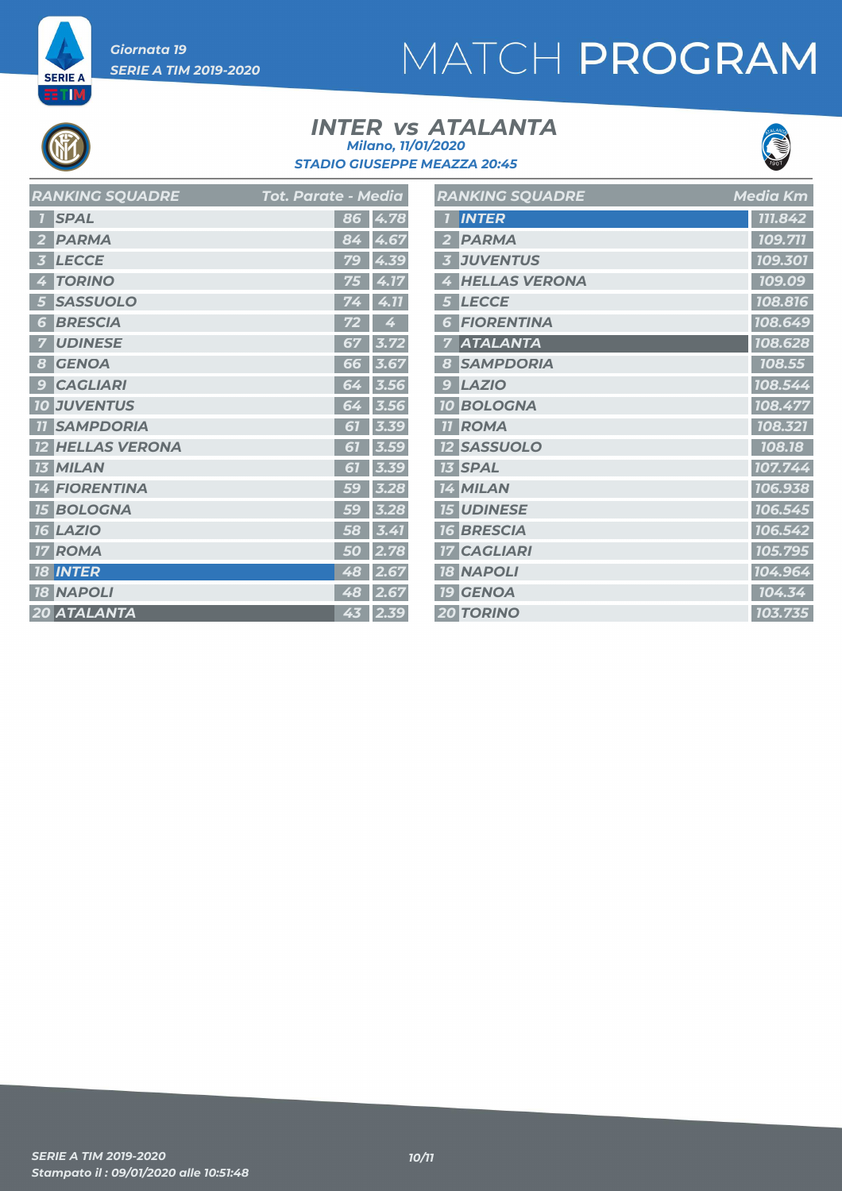# MATCH PROGRAM

*Giornata 19*
*SERIE A TIM 2019-2020*

## INTER vs ATALANTA

*Milano, 11/01/2020*
*STADIO GIUSEPPE MEAZZA 20:45*

| RANKING SQUADRE | | Tot. Parate | Media |
|---|---|---|---|
| 1 | SPAL | 86 | 4.78 |
| 2 | PARMA | 84 | 4.67 |
| 3 | LECCE | 79 | 4.39 |
| 4 | TORINO | 75 | 4.17 |
| 5 | SASSUOLO | 74 | 4.11 |
| 6 | BRESCIA | 72 | 4 |
| 7 | UDINESE | 67 | 3.72 |
| 8 | GENOA | 66 | 3.67 |
| 9 | CAGLIARI | 64 | 3.56 |
| 10 | JUVENTUS | 64 | 3.56 |
| 11 | SAMPDORIA | 61 | 3.39 |
| 12 | HELLAS VERONA | 61 | 3.59 |
| 13 | MILAN | 61 | 3.39 |
| 14 | FIORENTINA | 59 | 3.28 |
| 15 | BOLOGNA | 59 | 3.28 |
| 16 | LAZIO | 58 | 3.41 |
| 17 | ROMA | 50 | 2.78 |
| 18 | INTER | 48 | 2.67 |
| 18 | NAPOLI | 48 | 2.67 |
| 20 | ATALANTA | 43 | 2.39 |

| RANKING SQUADRE | | Media Km |
|---|---|---|
| 1 | INTER | 111.842 |
| 2 | PARMA | 109.711 |
| 3 | JUVENTUS | 109.301 |
| 4 | HELLAS VERONA | 109.09 |
| 5 | LECCE | 108.816 |
| 6 | FIORENTINA | 108.649 |
| 7 | ATALANTA | 108.628 |
| 8 | SAMPDORIA | 108.55 |
| 9 | LAZIO | 108.544 |
| 10 | BOLOGNA | 108.477 |
| 11 | ROMA | 108.321 |
| 12 | SASSUOLO | 108.18 |
| 13 | SPAL | 107.744 |
| 14 | MILAN | 106.938 |
| 15 | UDINESE | 106.545 |
| 16 | BRESCIA | 106.542 |
| 17 | CAGLIARI | 105.795 |
| 18 | NAPOLI | 104.964 |
| 19 | GENOA | 104.34 |
| 20 | TORINO | 103.735 |

*SERIE A TIM 2019-2020*
*Stampato il : 09/01/2020 alle 10:51:48*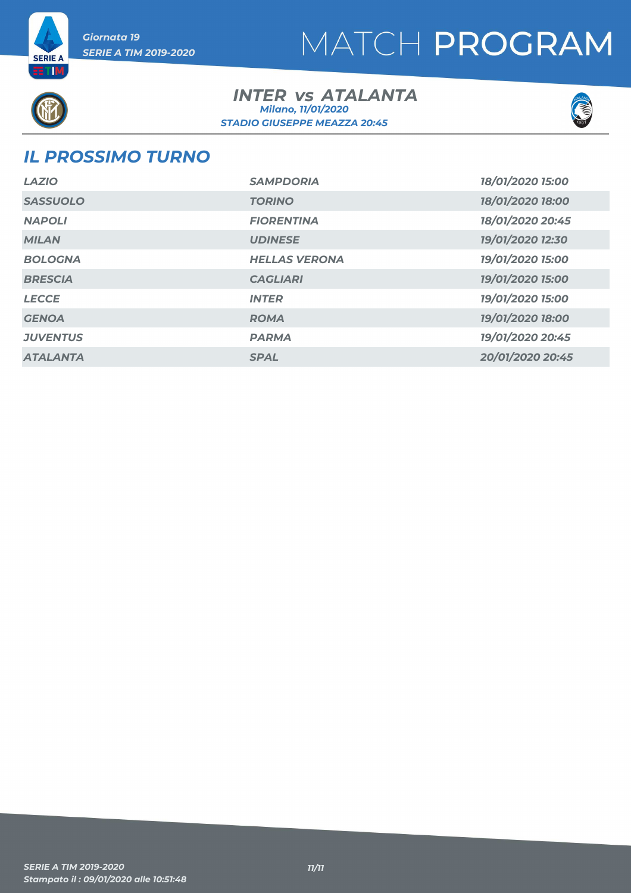Giornata 19

SERIE A TIM 2019-2020

# MATCH PROGRAM

**INTER vs ATALANTA**

*Milano, 11/01/2020*

*STADIO GIUSEPPE MEAZZA 20:45*

## IL PROSSIMO TURNO

| | | |
|---|---|---|
| LAZIO | SAMPDORIA | 18/01/2020 15:00 |
| SASSUOLO | TORINO | 18/01/2020 18:00 |
| NAPOLI | FIORENTINA | 18/01/2020 20:45 |
| MILAN | UDINESE | 19/01/2020 12:30 |
| BOLOGNA | HELLAS VERONA | 19/01/2020 15:00 |
| BRESCIA | CAGLIARI | 19/01/2020 15:00 |
| LECCE | INTER | 19/01/2020 15:00 |
| GENOA | ROMA | 19/01/2020 18:00 |
| JUVENTUS | PARMA | 19/01/2020 20:45 |
| ATALANTA | SPAL | 20/01/2020 20:45 |

SERIE A TIM 2019-2020

Stampato il : 09/01/2020 alle 10:51:48